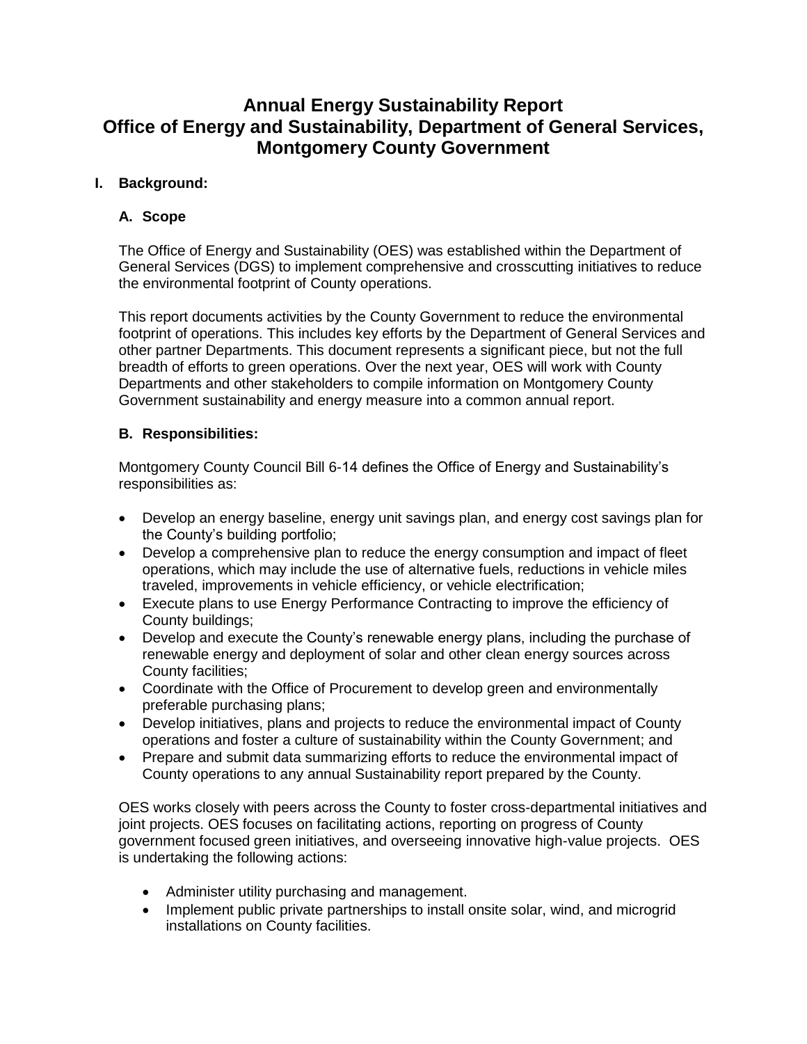# Annual Energy Sustainability Report
# Office of Energy and Sustainability, Department of General Services, Montgomery County Government

## I. Background:

### A. Scope

The Office of Energy and Sustainability (OES) was established within the Department of General Services (DGS) to implement comprehensive and crosscutting initiatives to reduce the environmental footprint of County operations.

This report documents activities by the County Government to reduce the environmental footprint of operations. This includes key efforts by the Department of General Services and other partner Departments. This document represents a significant piece, but not the full breadth of efforts to green operations. Over the next year, OES will work with County Departments and other stakeholders to compile information on Montgomery County Government sustainability and energy measure into a common annual report.

### B. Responsibilities:

Montgomery County Council Bill 6-14 defines the Office of Energy and Sustainability's responsibilities as:

- Develop an energy baseline, energy unit savings plan, and energy cost savings plan for the County's building portfolio;
- Develop a comprehensive plan to reduce the energy consumption and impact of fleet operations, which may include the use of alternative fuels, reductions in vehicle miles traveled, improvements in vehicle efficiency, or vehicle electrification;
- Execute plans to use Energy Performance Contracting to improve the efficiency of County buildings;
- Develop and execute the County's renewable energy plans, including the purchase of renewable energy and deployment of solar and other clean energy sources across County facilities;
- Coordinate with the Office of Procurement to develop green and environmentally preferable purchasing plans;
- Develop initiatives, plans and projects to reduce the environmental impact of County operations and foster a culture of sustainability within the County Government; and
- Prepare and submit data summarizing efforts to reduce the environmental impact of County operations to any annual Sustainability report prepared by the County.

OES works closely with peers across the County to foster cross-departmental initiatives and joint projects. OES focuses on facilitating actions, reporting on progress of County government focused green initiatives, and overseeing innovative high-value projects. OES is undertaking the following actions:

- Administer utility purchasing and management.
- Implement public private partnerships to install onsite solar, wind, and microgrid installations on County facilities.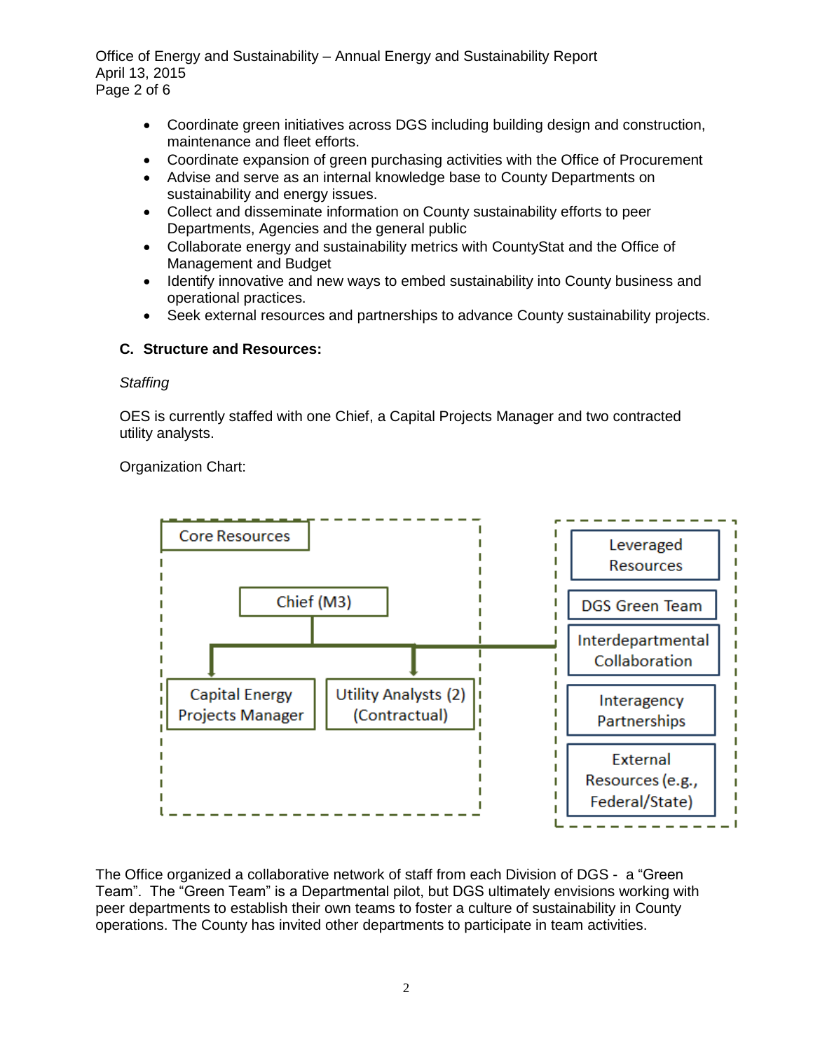- Coordinate green initiatives across DGS including building design and construction, maintenance and fleet efforts.
- Coordinate expansion of green purchasing activities with the Office of Procurement
- Advise and serve as an internal knowledge base to County Departments on sustainability and energy issues.
- Collect and disseminate information on County sustainability efforts to peer Departments, Agencies and the general public
- Collaborate energy and sustainability metrics with CountyStat and the Office of Management and Budget
- Identify innovative and new ways to embed sustainability into County business and operational practices.
- Seek external resources and partnerships to advance County sustainability projects.

### C. Structure and Resources:

*Staffing*

OES is currently staffed with one Chief, a Capital Projects Manager and two contracted utility analysts.

Organization Chart:

Core Resources

- Chief (M3)
  - Capital Energy Projects Manager
  - Utility Analysts (2) (Contractual)

Leveraged Resources

- DGS Green Team
- Interdepartmental Collaboration
- Interagency Partnerships
- External Resources (e.g., Federal/State)

The Office organized a collaborative network of staff from each Division of DGS - a "Green Team". The "Green Team" is a Departmental pilot, but DGS ultimately envisions working with peer departments to establish their own teams to foster a culture of sustainability in County operations. The County has invited other departments to participate in team activities.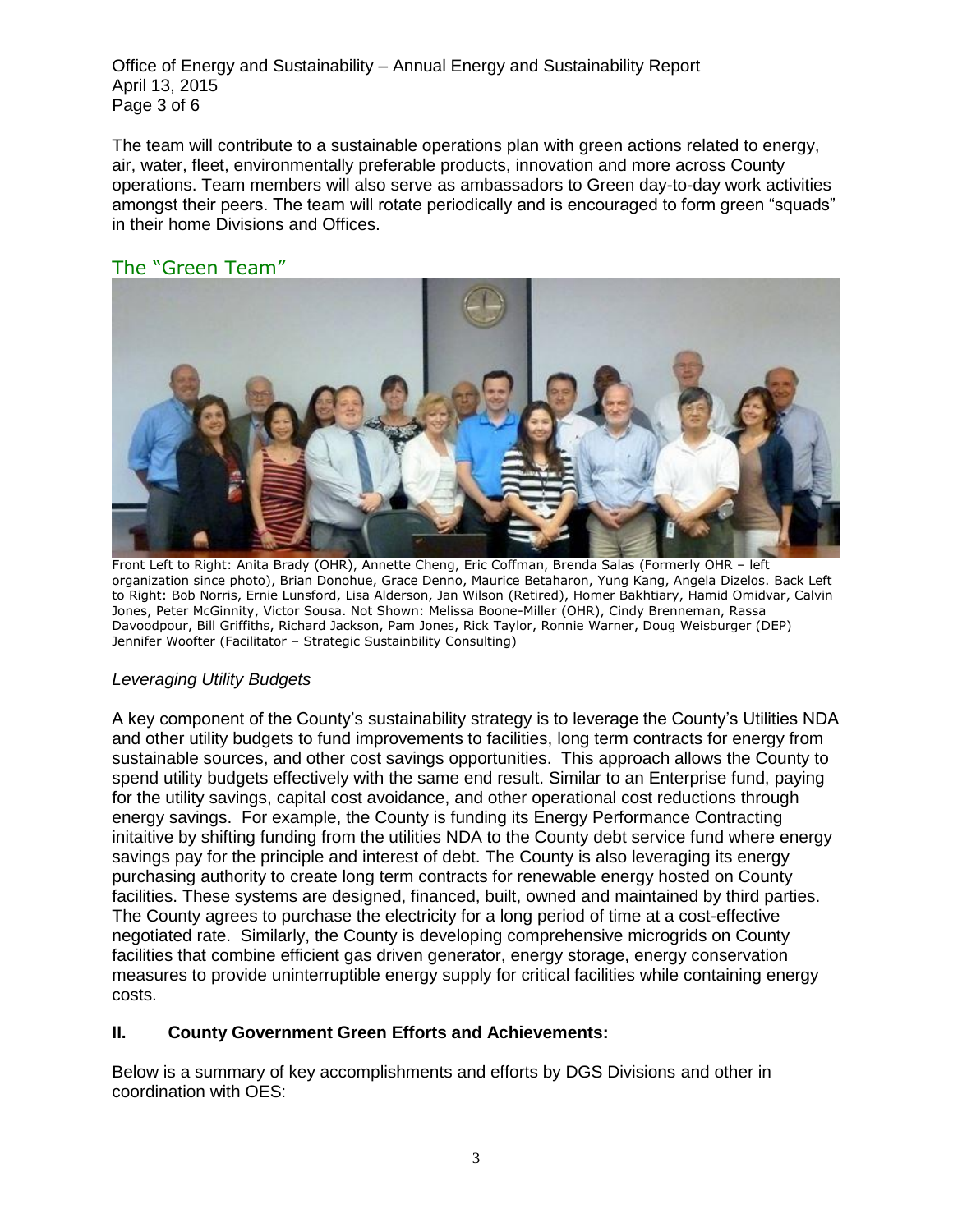The team will contribute to a sustainable operations plan with green actions related to energy, air, water, fleet, environmentally preferable products, innovation and more across County operations. Team members will also serve as ambassadors to Green day-to-day work activities amongst their peers. The team will rotate periodically and is encouraged to form green "squads" in their home Divisions and Offices.

## The "Green Team"

Front Left to Right: Anita Brady (OHR), Annette Cheng, Eric Coffman, Brenda Salas (Formerly OHR – left organization since photo), Brian Donohue, Grace Denno, Maurice Betaharon, Yung Kang, Angela Dizelos. Back Left to Right: Bob Norris, Ernie Lunsford, Lisa Alderson, Jan Wilson (Retired), Homer Bakhtiary, Hamid Omidvar, Calvin Jones, Peter McGinnity, Victor Sousa. Not Shown: Melissa Boone-Miller (OHR), Cindy Brenneman, Rassa Davoodpour, Bill Griffiths, Richard Jackson, Pam Jones, Rick Taylor, Ronnie Warner, Doug Weisburger (DEP) Jennifer Woofter (Facilitator – Strategic Sustainbility Consulting)

### *Leveraging Utility Budgets*

A key component of the County's sustainability strategy is to leverage the County's Utilities NDA and other utility budgets to fund improvements to facilities, long term contracts for energy from sustainable sources, and other cost savings opportunities. This approach allows the County to spend utility budgets effectively with the same end result. Similar to an Enterprise fund, paying for the utility savings, capital cost avoidance, and other operational cost reductions through energy savings. For example, the County is funding its Energy Performance Contracting initaitive by shifting funding from the utilities NDA to the County debt service fund where energy savings pay for the principle and interest of debt. The County is also leveraging its energy purchasing authority to create long term contracts for renewable energy hosted on County facilities. These systems are designed, financed, built, owned and maintained by third parties. The County agrees to purchase the electricity for a long period of time at a cost-effective negotiated rate. Similarly, the County is developing comprehensive microgrids on County facilities that combine efficient gas driven generator, energy storage, energy conservation measures to provide uninterruptible energy supply for critical facilities while containing energy costs.

## II. County Government Green Efforts and Achievements:

Below is a summary of key accomplishments and efforts by DGS Divisions and other in coordination with OES: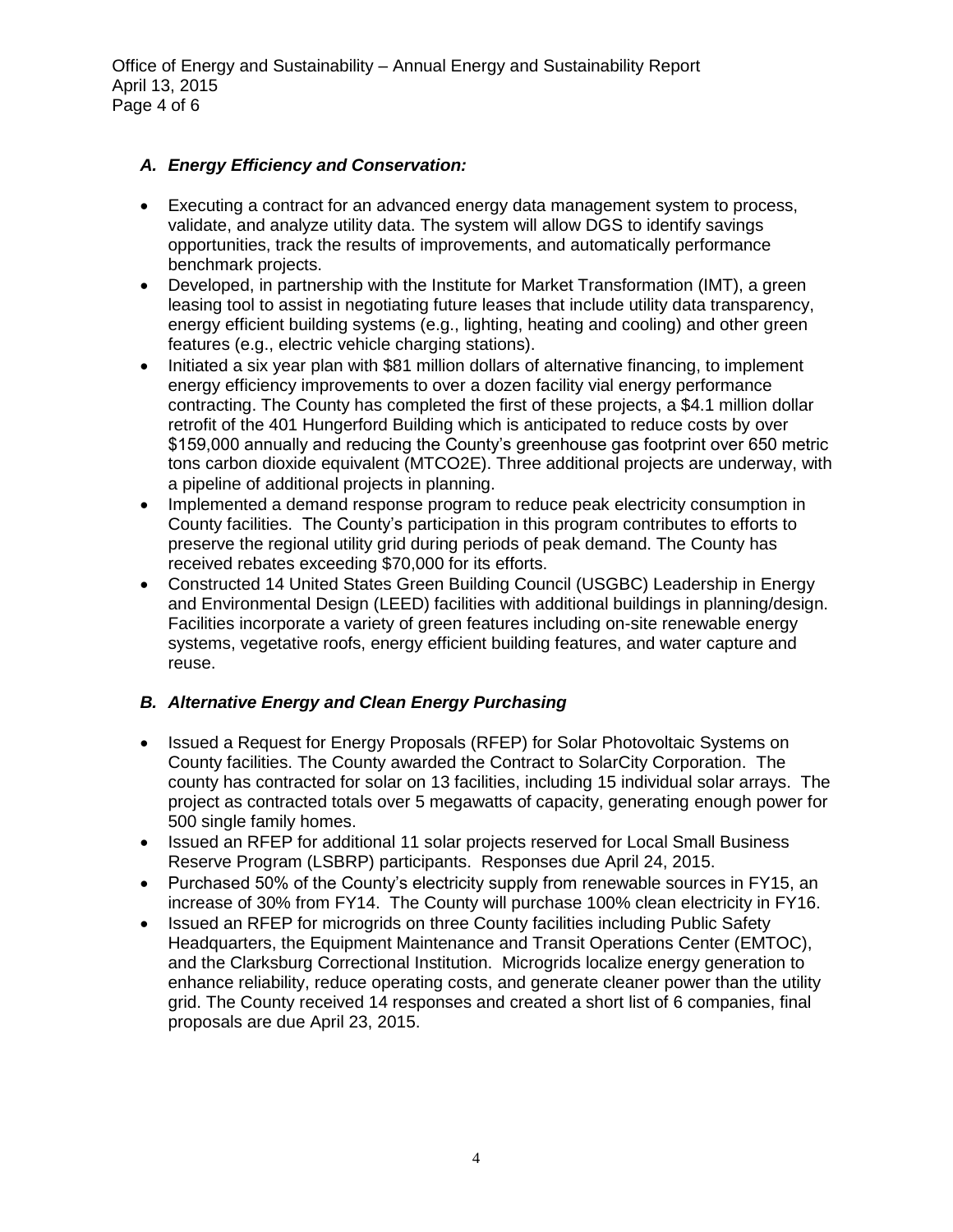### *A. Energy Efficiency and Conservation:*

- Executing a contract for an advanced energy data management system to process, validate, and analyze utility data. The system will allow DGS to identify savings opportunities, track the results of improvements, and automatically performance benchmark projects.
- Developed, in partnership with the Institute for Market Transformation (IMT), a green leasing tool to assist in negotiating future leases that include utility data transparency, energy efficient building systems (e.g., lighting, heating and cooling) and other green features (e.g., electric vehicle charging stations).
- Initiated a six year plan with $81 million dollars of alternative financing, to implement energy efficiency improvements to over a dozen facility vial energy performance contracting. The County has completed the first of these projects, a $4.1 million dollar retrofit of the 401 Hungerford Building which is anticipated to reduce costs by over $159,000 annually and reducing the County's greenhouse gas footprint over 650 metric tons carbon dioxide equivalent (MTCO2E). Three additional projects are underway, with a pipeline of additional projects in planning.
- Implemented a demand response program to reduce peak electricity consumption in County facilities. The County's participation in this program contributes to efforts to preserve the regional utility grid during periods of peak demand. The County has received rebates exceeding $70,000 for its efforts.
- Constructed 14 United States Green Building Council (USGBC) Leadership in Energy and Environmental Design (LEED) facilities with additional buildings in planning/design. Facilities incorporate a variety of green features including on-site renewable energy systems, vegetative roofs, energy efficient building features, and water capture and reuse.

### *B. Alternative Energy and Clean Energy Purchasing*

- Issued a Request for Energy Proposals (RFEP) for Solar Photovoltaic Systems on County facilities. The County awarded the Contract to SolarCity Corporation. The county has contracted for solar on 13 facilities, including 15 individual solar arrays. The project as contracted totals over 5 megawatts of capacity, generating enough power for 500 single family homes.
- Issued an RFEP for additional 11 solar projects reserved for Local Small Business Reserve Program (LSBRP) participants. Responses due April 24, 2015.
- Purchased 50% of the County's electricity supply from renewable sources in FY15, an increase of 30% from FY14. The County will purchase 100% clean electricity in FY16.
- Issued an RFEP for microgrids on three County facilities including Public Safety Headquarters, the Equipment Maintenance and Transit Operations Center (EMTOC), and the Clarksburg Correctional Institution. Microgrids localize energy generation to enhance reliability, reduce operating costs, and generate cleaner power than the utility grid. The County received 14 responses and created a short list of 6 companies, final proposals are due April 23, 2015.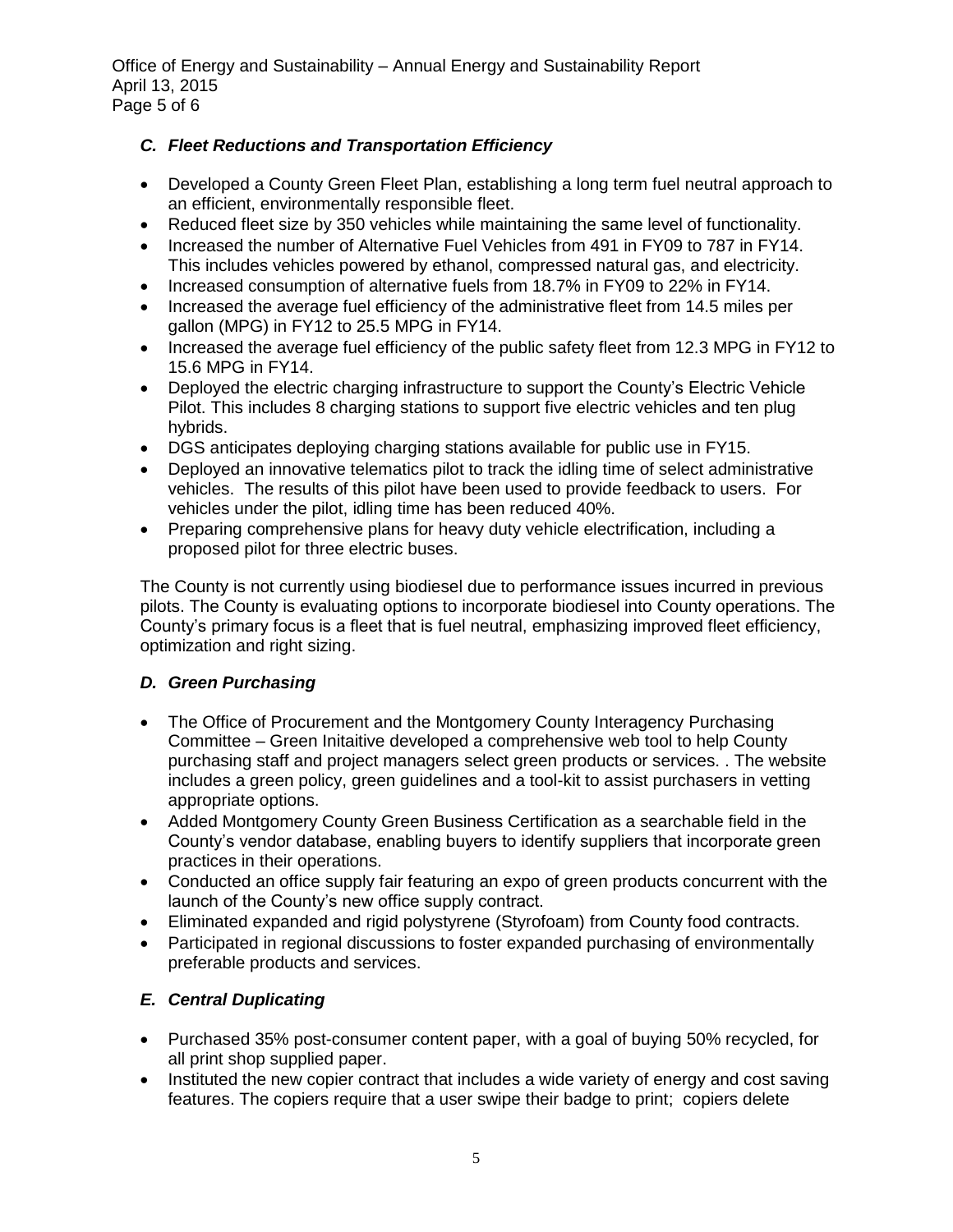### *C. Fleet Reductions and Transportation Efficiency*

- Developed a County Green Fleet Plan, establishing a long term fuel neutral approach to an efficient, environmentally responsible fleet.
- Reduced fleet size by 350 vehicles while maintaining the same level of functionality.
- Increased the number of Alternative Fuel Vehicles from 491 in FY09 to 787 in FY14. This includes vehicles powered by ethanol, compressed natural gas, and electricity.
- Increased consumption of alternative fuels from 18.7% in FY09 to 22% in FY14.
- Increased the average fuel efficiency of the administrative fleet from 14.5 miles per gallon (MPG) in FY12 to 25.5 MPG in FY14.
- Increased the average fuel efficiency of the public safety fleet from 12.3 MPG in FY12 to 15.6 MPG in FY14.
- Deployed the electric charging infrastructure to support the County's Electric Vehicle Pilot. This includes 8 charging stations to support five electric vehicles and ten plug hybrids.
- DGS anticipates deploying charging stations available for public use in FY15.
- Deployed an innovative telematics pilot to track the idling time of select administrative vehicles. The results of this pilot have been used to provide feedback to users. For vehicles under the pilot, idling time has been reduced 40%.
- Preparing comprehensive plans for heavy duty vehicle electrification, including a proposed pilot for three electric buses.

The County is not currently using biodiesel due to performance issues incurred in previous pilots. The County is evaluating options to incorporate biodiesel into County operations. The County's primary focus is a fleet that is fuel neutral, emphasizing improved fleet efficiency, optimization and right sizing.

### *D. Green Purchasing*

- The Office of Procurement and the Montgomery County Interagency Purchasing Committee – Green Initaitive developed a comprehensive web tool to help County purchasing staff and project managers select green products or services. . The website includes a green policy, green guidelines and a tool-kit to assist purchasers in vetting appropriate options.
- Added Montgomery County Green Business Certification as a searchable field in the County's vendor database, enabling buyers to identify suppliers that incorporate green practices in their operations.
- Conducted an office supply fair featuring an expo of green products concurrent with the launch of the County's new office supply contract.
- Eliminated expanded and rigid polystyrene (Styrofoam) from County food contracts.
- Participated in regional discussions to foster expanded purchasing of environmentally preferable products and services.

### *E. Central Duplicating*

- Purchased 35% post-consumer content paper, with a goal of buying 50% recycled, for all print shop supplied paper.
- Instituted the new copier contract that includes a wide variety of energy and cost saving features. The copiers require that a user swipe their badge to print; copiers delete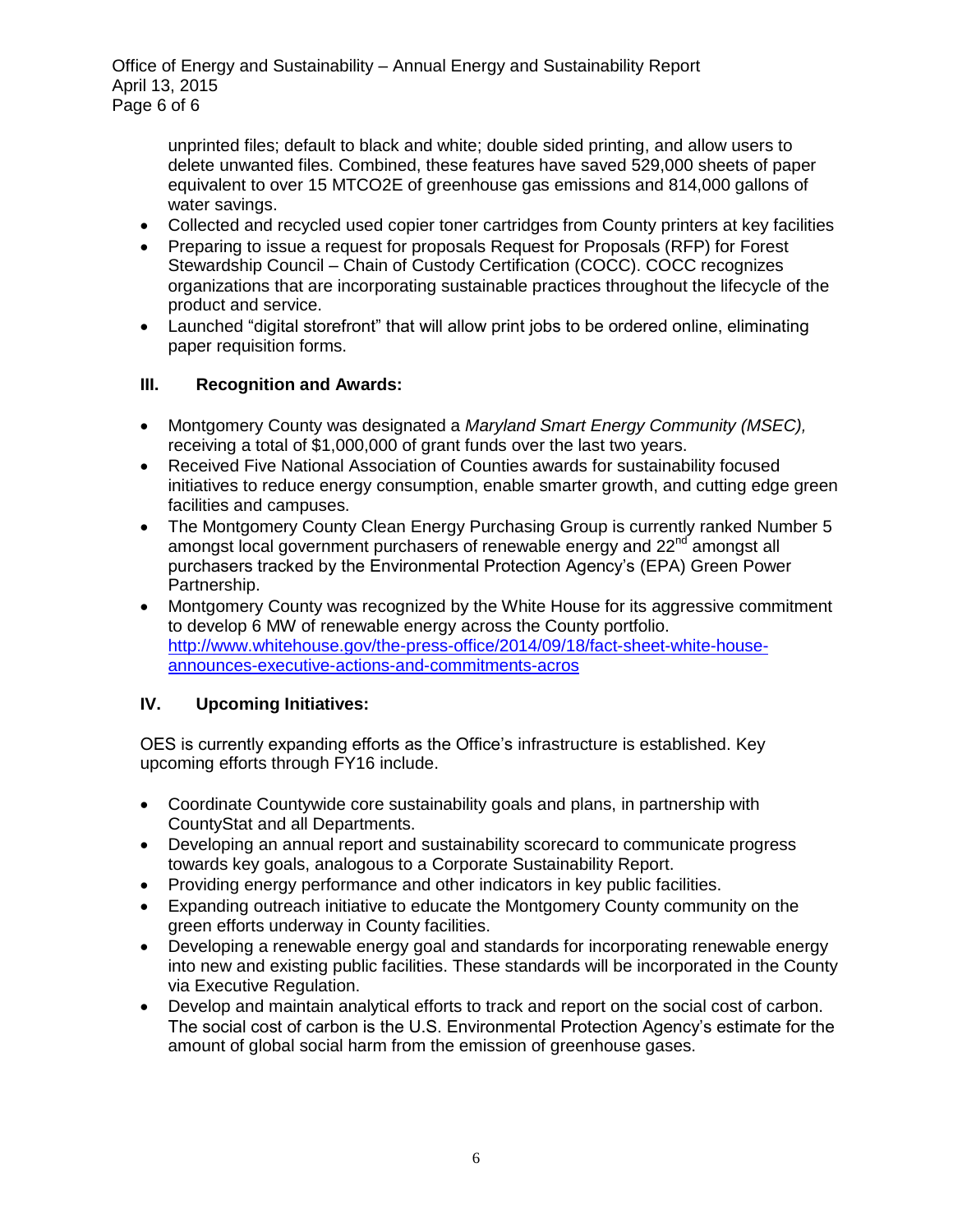unprinted files; default to black and white; double sided printing, and allow users to delete unwanted files. Combined, these features have saved 529,000 sheets of paper equivalent to over 15 MTCO2E of greenhouse gas emissions and 814,000 gallons of water savings.

- Collected and recycled used copier toner cartridges from County printers at key facilities
- Preparing to issue a request for proposals Request for Proposals (RFP) for Forest Stewardship Council – Chain of Custody Certification (COCC). COCC recognizes organizations that are incorporating sustainable practices throughout the lifecycle of the product and service.
- Launched "digital storefront" that will allow print jobs to be ordered online, eliminating paper requisition forms.

## III. Recognition and Awards:

- Montgomery County was designated a *Maryland Smart Energy Community (MSEC),* receiving a total of $1,000,000 of grant funds over the last two years.
- Received Five National Association of Counties awards for sustainability focused initiatives to reduce energy consumption, enable smarter growth, and cutting edge green facilities and campuses.
- The Montgomery County Clean Energy Purchasing Group is currently ranked Number 5 amongst local government purchasers of renewable energy and 22nd amongst all purchasers tracked by the Environmental Protection Agency's (EPA) Green Power Partnership.
- Montgomery County was recognized by the White House for its aggressive commitment to develop 6 MW of renewable energy across the County portfolio. [http://www.whitehouse.gov/the-press-office/2014/09/18/fact-sheet-white-house-announces-executive-actions-and-commitments-acros](http://www.whitehouse.gov/the-press-office/2014/09/18/fact-sheet-white-house-announces-executive-actions-and-commitments-acros)

## IV. Upcoming Initiatives:

OES is currently expanding efforts as the Office's infrastructure is established. Key upcoming efforts through FY16 include.

- Coordinate Countywide core sustainability goals and plans, in partnership with CountyStat and all Departments.
- Developing an annual report and sustainability scorecard to communicate progress towards key goals, analogous to a Corporate Sustainability Report.
- Providing energy performance and other indicators in key public facilities.
- Expanding outreach initiative to educate the Montgomery County community on the green efforts underway in County facilities.
- Developing a renewable energy goal and standards for incorporating renewable energy into new and existing public facilities. These standards will be incorporated in the County via Executive Regulation.
- Develop and maintain analytical efforts to track and report on the social cost of carbon. The social cost of carbon is the U.S. Environmental Protection Agency's estimate for the amount of global social harm from the emission of greenhouse gases.